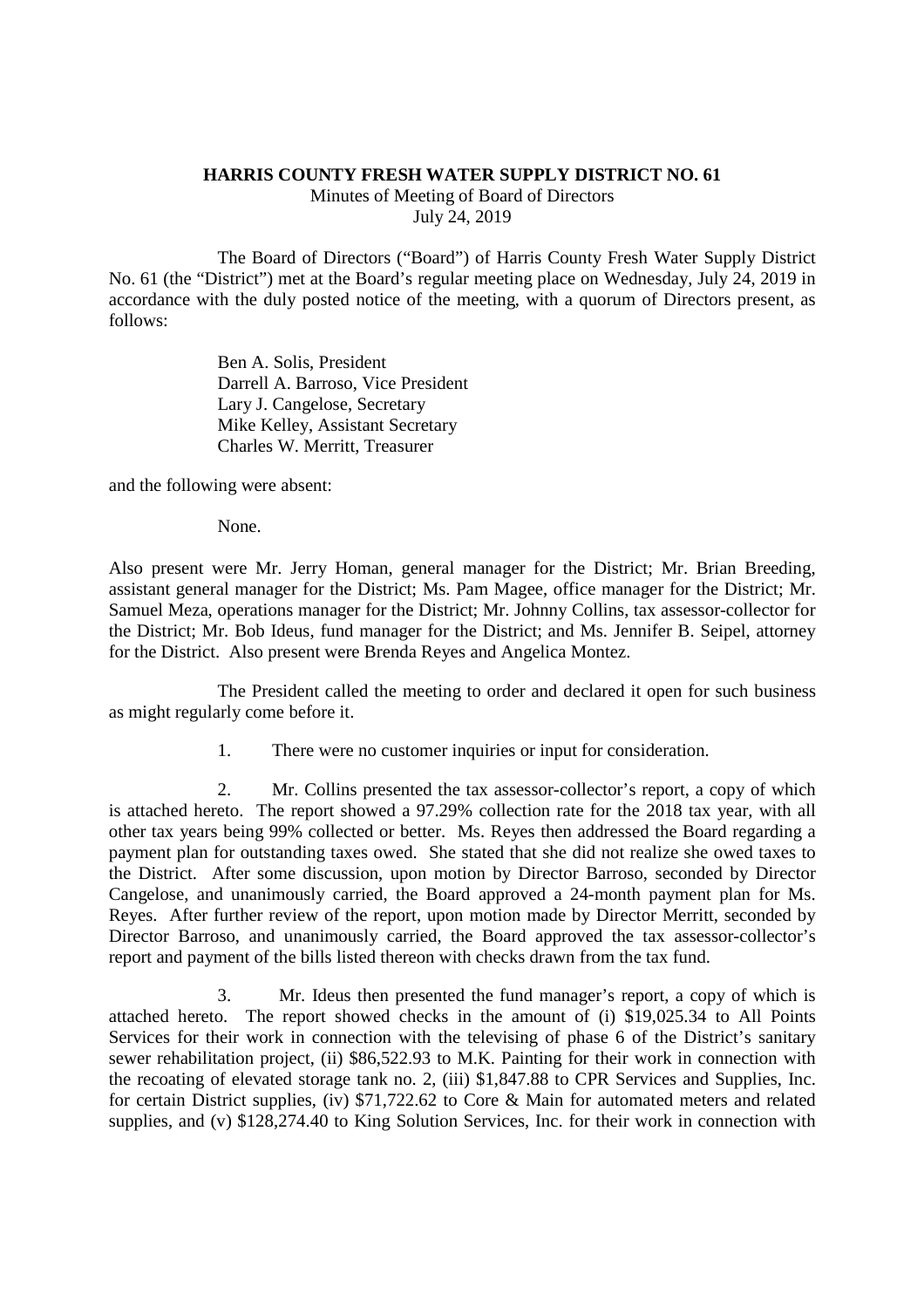**HARRIS COUNTY FRESH WATER SUPPLY DISTRICT NO. 61**

Minutes of Meeting of Board of Directors

July 24, 2019

The Board of Directors ("Board") of Harris County Fresh Water Supply District No. 61 (the "District") met at the Board's regular meeting place on Wednesday, July 24, 2019 in accordance with the duly posted notice of the meeting, with a quorum of Directors present, as follows:

Ben A. Solis, President
Darrell A. Barroso, Vice President
Lary J. Cangelose, Secretary
Mike Kelley, Assistant Secretary
Charles W. Merritt, Treasurer

and the following were absent:

None.

Also present were Mr. Jerry Homan, general manager for the District; Mr. Brian Breeding, assistant general manager for the District; Ms. Pam Magee, office manager for the District; Mr. Samuel Meza, operations manager for the District; Mr. Johnny Collins, tax assessor-collector for the District; Mr. Bob Ideus, fund manager for the District; and Ms. Jennifer B. Seipel, attorney for the District. Also present were Brenda Reyes and Angelica Montez.

The President called the meeting to order and declared it open for such business as might regularly come before it.

1. There were no customer inquiries or input for consideration.

2. Mr. Collins presented the tax assessor-collector's report, a copy of which is attached hereto. The report showed a 97.29% collection rate for the 2018 tax year, with all other tax years being 99% collected or better. Ms. Reyes then addressed the Board regarding a payment plan for outstanding taxes owed. She stated that she did not realize she owed taxes to the District. After some discussion, upon motion by Director Barroso, seconded by Director Cangelose, and unanimously carried, the Board approved a 24-month payment plan for Ms. Reyes. After further review of the report, upon motion made by Director Merritt, seconded by Director Barroso, and unanimously carried, the Board approved the tax assessor-collector's report and payment of the bills listed thereon with checks drawn from the tax fund.

3. Mr. Ideus then presented the fund manager's report, a copy of which is attached hereto. The report showed checks in the amount of (i) $19,025.34 to All Points Services for their work in connection with the televising of phase 6 of the District's sanitary sewer rehabilitation project, (ii) $86,522.93 to M.K. Painting for their work in connection with the recoating of elevated storage tank no. 2, (iii) $1,847.88 to CPR Services and Supplies, Inc. for certain District supplies, (iv) $71,722.62 to Core & Main for automated meters and related supplies, and (v) $128,274.40 to King Solution Services, Inc. for their work in connection with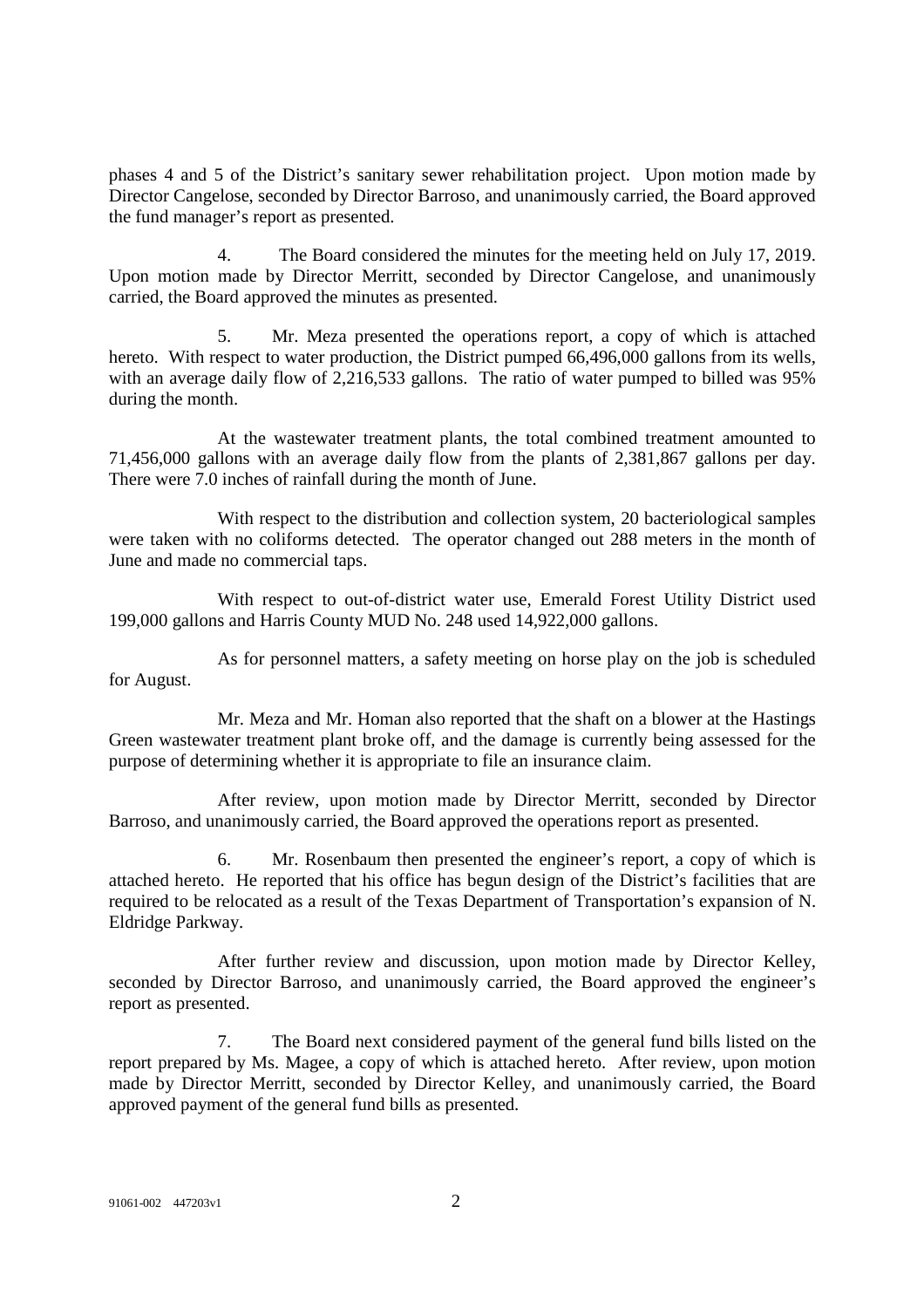phases 4 and 5 of the District's sanitary sewer rehabilitation project. Upon motion made by Director Cangelose, seconded by Director Barroso, and unanimously carried, the Board approved the fund manager's report as presented.

4. The Board considered the minutes for the meeting held on July 17, 2019. Upon motion made by Director Merritt, seconded by Director Cangelose, and unanimously carried, the Board approved the minutes as presented.

5. Mr. Meza presented the operations report, a copy of which is attached hereto. With respect to water production, the District pumped 66,496,000 gallons from its wells, with an average daily flow of 2,216,533 gallons. The ratio of water pumped to billed was 95% during the month.

At the wastewater treatment plants, the total combined treatment amounted to 71,456,000 gallons with an average daily flow from the plants of 2,381,867 gallons per day. There were 7.0 inches of rainfall during the month of June.

With respect to the distribution and collection system, 20 bacteriological samples were taken with no coliforms detected. The operator changed out 288 meters in the month of June and made no commercial taps.

With respect to out-of-district water use, Emerald Forest Utility District used 199,000 gallons and Harris County MUD No. 248 used 14,922,000 gallons.

As for personnel matters, a safety meeting on horse play on the job is scheduled for August.

Mr. Meza and Mr. Homan also reported that the shaft on a blower at the Hastings Green wastewater treatment plant broke off, and the damage is currently being assessed for the purpose of determining whether it is appropriate to file an insurance claim.

After review, upon motion made by Director Merritt, seconded by Director Barroso, and unanimously carried, the Board approved the operations report as presented.

6. Mr. Rosenbaum then presented the engineer's report, a copy of which is attached hereto. He reported that his office has begun design of the District's facilities that are required to be relocated as a result of the Texas Department of Transportation's expansion of N. Eldridge Parkway.

After further review and discussion, upon motion made by Director Kelley, seconded by Director Barroso, and unanimously carried, the Board approved the engineer's report as presented.

7. The Board next considered payment of the general fund bills listed on the report prepared by Ms. Magee, a copy of which is attached hereto. After review, upon motion made by Director Merritt, seconded by Director Kelley, and unanimously carried, the Board approved payment of the general fund bills as presented.

91061-002 447203v1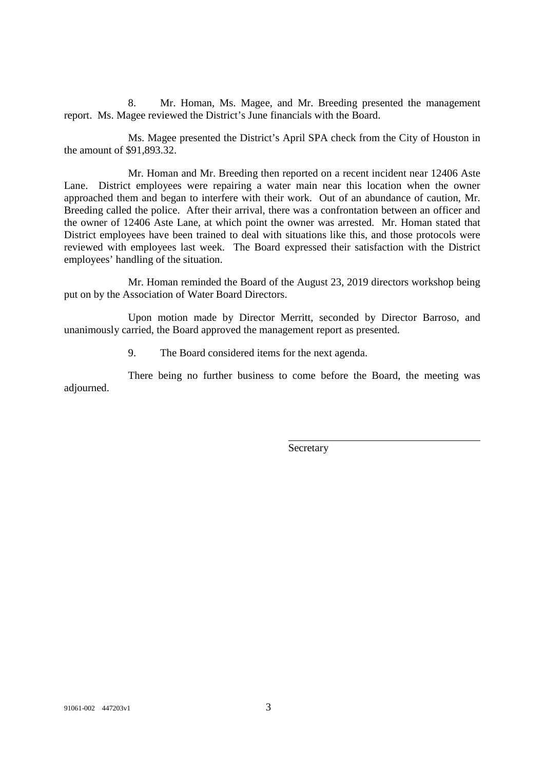8. Mr. Homan, Ms. Magee, and Mr. Breeding presented the management report. Ms. Magee reviewed the District's June financials with the Board.

Ms. Magee presented the District's April SPA check from the City of Houston in the amount of $91,893.32.

Mr. Homan and Mr. Breeding then reported on a recent incident near 12406 Aste Lane. District employees were repairing a water main near this location when the owner approached them and began to interfere with their work. Out of an abundance of caution, Mr. Breeding called the police. After their arrival, there was a confrontation between an officer and the owner of 12406 Aste Lane, at which point the owner was arrested. Mr. Homan stated that District employees have been trained to deal with situations like this, and those protocols were reviewed with employees last week. The Board expressed their satisfaction with the District employees' handling of the situation.

Mr. Homan reminded the Board of the August 23, 2019 directors workshop being put on by the Association of Water Board Directors.

Upon motion made by Director Merritt, seconded by Director Barroso, and unanimously carried, the Board approved the management report as presented.

9. The Board considered items for the next agenda.

There being no further business to come before the Board, the meeting was adjourned.

\_\_\_\_\_\_\_\_\_\_\_\_\_\_\_\_\_\_\_\_\_\_\_\_\_\_\_\_\_\_\_\_\_\_\_\_

Secretary

91061-002 447203v1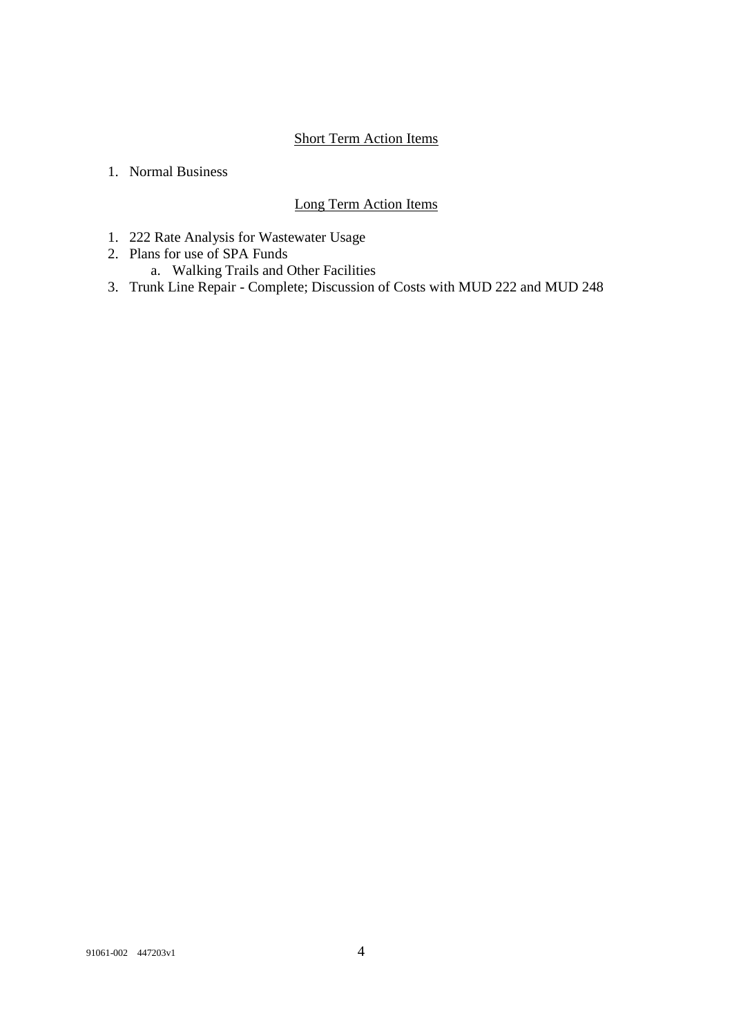## Short Term Action Items

1. Normal Business

## Long Term Action Items

1. 222 Rate Analysis for Wastewater Usage
2. Plans for use of SPA Funds
   a. Walking Trails and Other Facilities
3. Trunk Line Repair - Complete; Discussion of Costs with MUD 222 and MUD 248

91061-002 447203v1